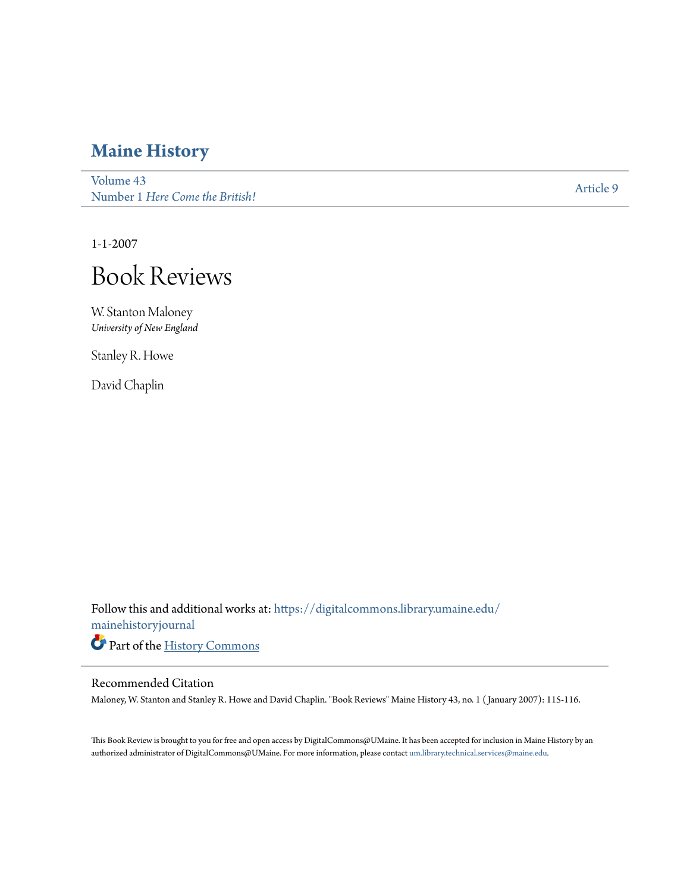# Maine History

Volume 43
Number 1 *Here Come the British!*

Article 9

1-1-2007

# Book Reviews

W. Stanton Maloney
*University of New England*

Stanley R. Howe

David Chaplin

Follow this and additional works at: https://digitalcommons.library.umaine.edu/mainehistoryjournal

Part of the History Commons

## Recommended Citation

Maloney, W. Stanton and Stanley R. Howe and David Chaplin. "Book Reviews" Maine History 43, no. 1 (January 2007): 115-116.

This Book Review is brought to you for free and open access by DigitalCommons@UMaine. It has been accepted for inclusion in Maine History by an authorized administrator of DigitalCommons@UMaine. For more information, please contact um.library.technical.services@maine.edu.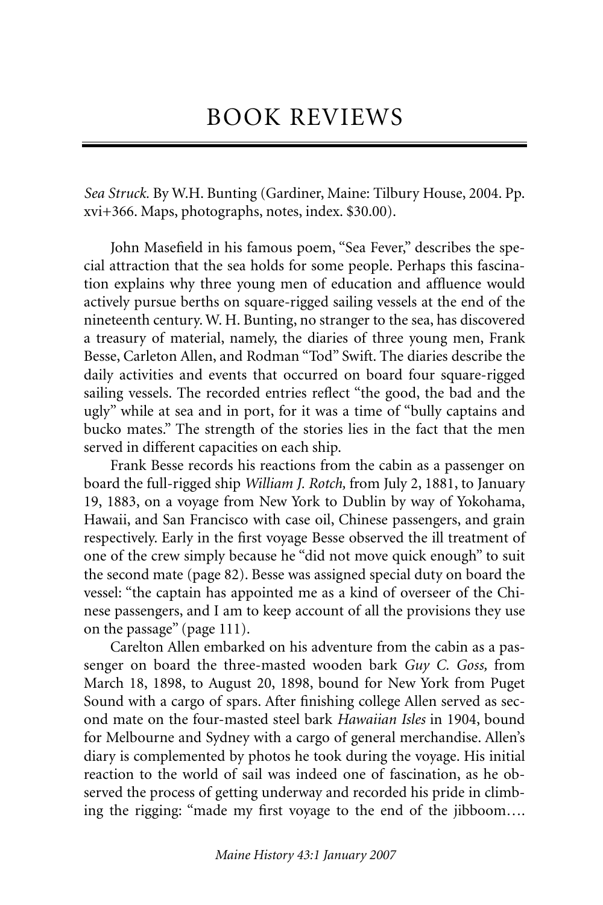# BOOK REVIEWS

*Sea Struck.* By W.H. Bunting (Gardiner, Maine: Tilbury House, 2004. Pp. xvi+366. Maps, photographs, notes, index. $30.00).

John Masefield in his famous poem, "Sea Fever," describes the special attraction that the sea holds for some people. Perhaps this fascination explains why three young men of education and affluence would actively pursue berths on square-rigged sailing vessels at the end of the nineteenth century. W. H. Bunting, no stranger to the sea, has discovered a treasury of material, namely, the diaries of three young men, Frank Besse, Carleton Allen, and Rodman "Tod" Swift. The diaries describe the daily activities and events that occurred on board four square-rigged sailing vessels. The recorded entries reflect "the good, the bad and the ugly" while at sea and in port, for it was a time of "bully captains and bucko mates." The strength of the stories lies in the fact that the men served in different capacities on each ship.

Frank Besse records his reactions from the cabin as a passenger on board the full-rigged ship *William J. Rotch,* from July 2, 1881, to January 19, 1883, on a voyage from New York to Dublin by way of Yokohama, Hawaii, and San Francisco with case oil, Chinese passengers, and grain respectively. Early in the first voyage Besse observed the ill treatment of one of the crew simply because he "did not move quick enough" to suit the second mate (page 82). Besse was assigned special duty on board the vessel: "the captain has appointed me as a kind of overseer of the Chinese passengers, and I am to keep account of all the provisions they use on the passage" (page 111).

Carelton Allen embarked on his adventure from the cabin as a passenger on board the three-masted wooden bark *Guy C. Goss,* from March 18, 1898, to August 20, 1898, bound for New York from Puget Sound with a cargo of spars. After finishing college Allen served as second mate on the four-masted steel bark *Hawaiian Isles* in 1904, bound for Melbourne and Sydney with a cargo of general merchandise. Allen's diary is complemented by photos he took during the voyage. His initial reaction to the world of sail was indeed one of fascination, as he observed the process of getting underway and recorded his pride in climbing the rigging: "made my first voyage to the end of the jibboom….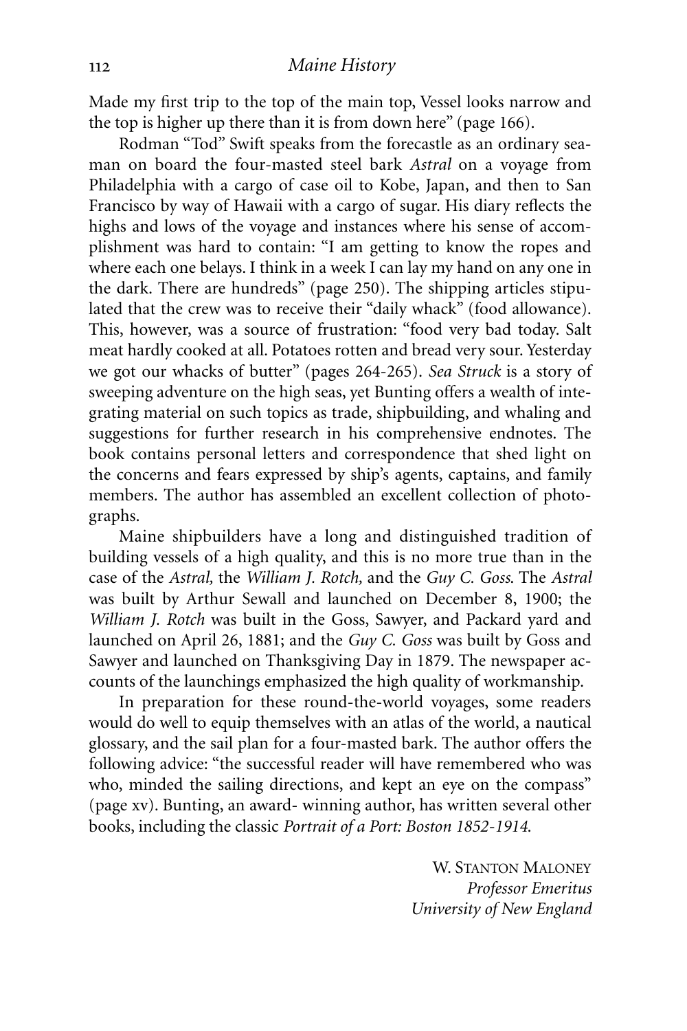Made my first trip to the top of the main top, Vessel looks narrow and the top is higher up there than it is from down here" (page 166).

Rodman "Tod" Swift speaks from the forecastle as an ordinary seaman on board the four-masted steel bark *Astral* on a voyage from Philadelphia with a cargo of case oil to Kobe, Japan, and then to San Francisco by way of Hawaii with a cargo of sugar. His diary reflects the highs and lows of the voyage and instances where his sense of accomplishment was hard to contain: "I am getting to know the ropes and where each one belays. I think in a week I can lay my hand on any one in the dark. There are hundreds" (page 250). The shipping articles stipulated that the crew was to receive their "daily whack" (food allowance). This, however, was a source of frustration: "food very bad today. Salt meat hardly cooked at all. Potatoes rotten and bread very sour. Yesterday we got our whacks of butter" (pages 264-265). *Sea Struck* is a story of sweeping adventure on the high seas, yet Bunting offers a wealth of integrating material on such topics as trade, shipbuilding, and whaling and suggestions for further research in his comprehensive endnotes. The book contains personal letters and correspondence that shed light on the concerns and fears expressed by ship's agents, captains, and family members. The author has assembled an excellent collection of photographs.

Maine shipbuilders have a long and distinguished tradition of building vessels of a high quality, and this is no more true than in the case of the *Astral,* the *William J. Rotch,* and the *Guy C. Goss.* The *Astral* was built by Arthur Sewall and launched on December 8, 1900; the *William J. Rotch* was built in the Goss, Sawyer, and Packard yard and launched on April 26, 1881; and the *Guy C. Goss* was built by Goss and Sawyer and launched on Thanksgiving Day in 1879. The newspaper accounts of the launchings emphasized the high quality of workmanship.

In preparation for these round-the-world voyages, some readers would do well to equip themselves with an atlas of the world, a nautical glossary, and the sail plan for a four-masted bark. The author offers the following advice: "the successful reader will have remembered who was who, minded the sailing directions, and kept an eye on the compass" (page xv). Bunting, an award- winning author, has written several other books, including the classic *Portrait of a Port: Boston 1852-1914.*

W. Stanton Maloney
*Professor Emeritus*
*University of New England*